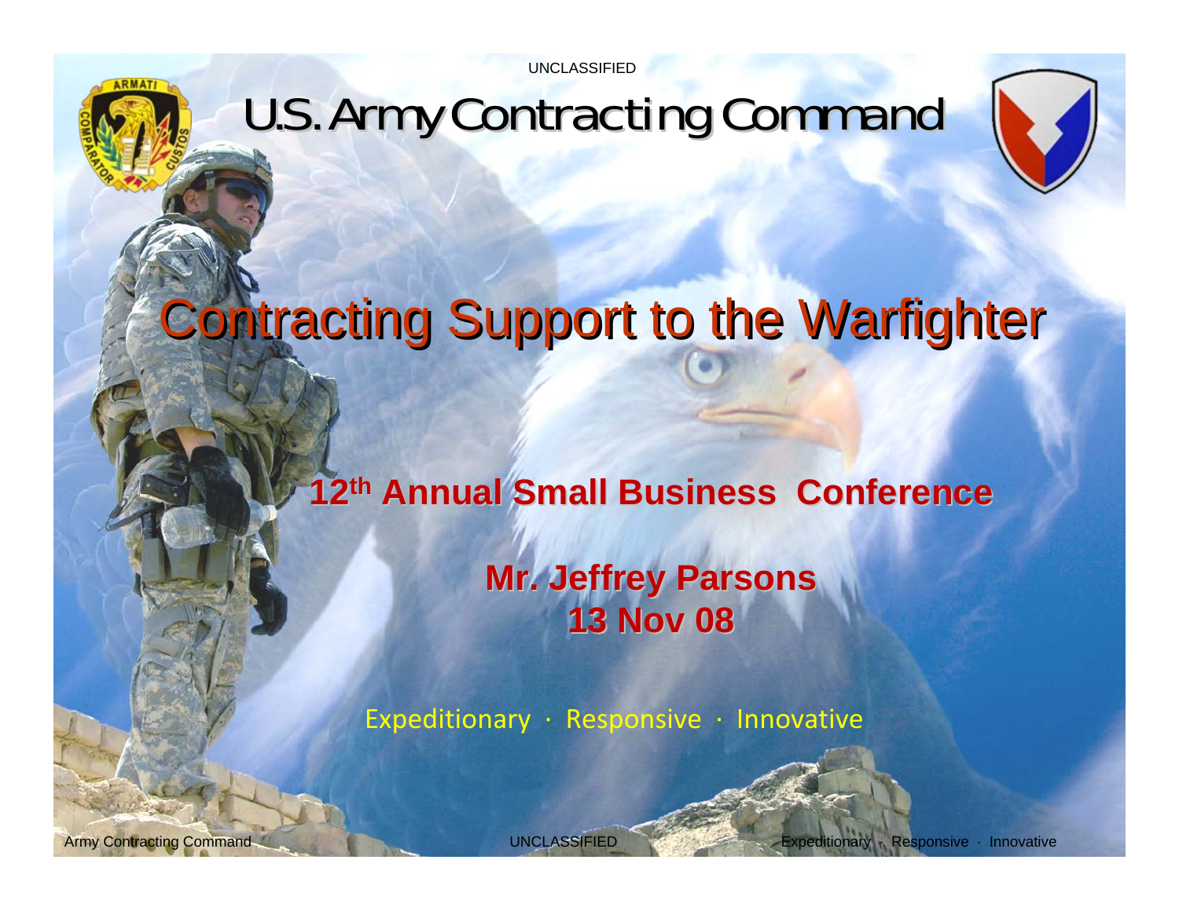# U.S. Army Contracting Command

# Contracting Support to the Warfighter

**12th Annual Small Business Conference**

**Mr. Jeffrey Parsons**
**13 Nov 08**

Expeditionary · Responsive · Innovative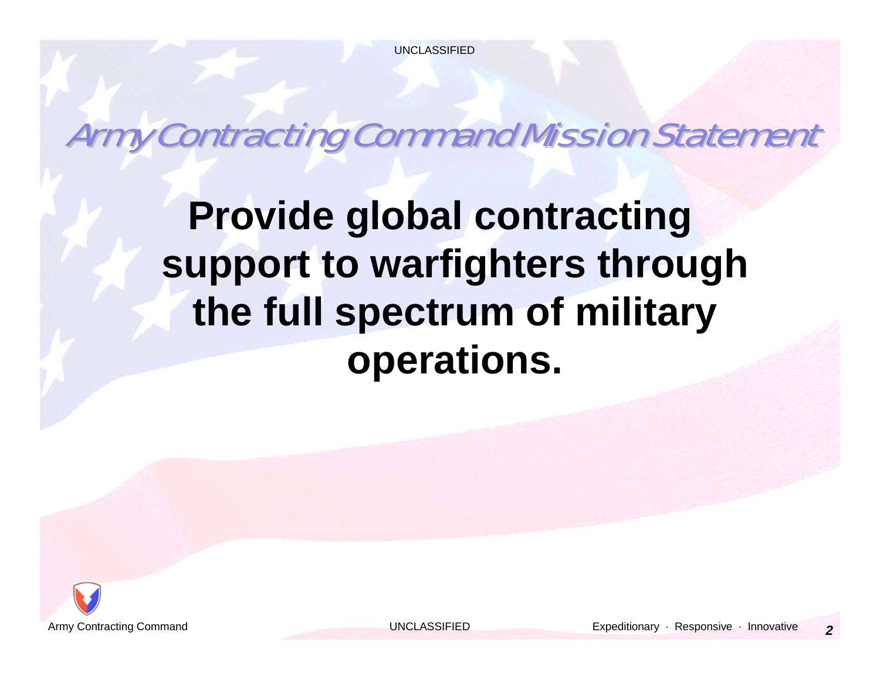# Army Contracting Command Mission Statement

**Provide global contracting support to warfighters through the full spectrum of military operations.**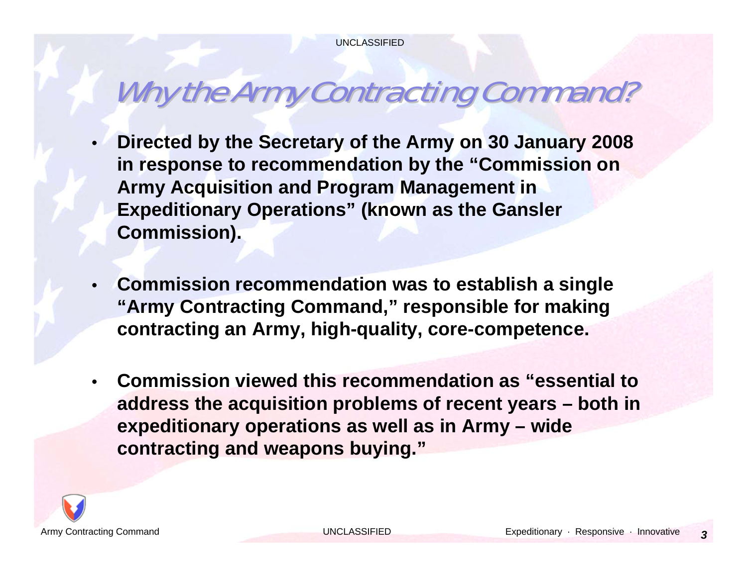# Why the Army Contracting Command?

- **Directed by the Secretary of the Army on 30 January 2008 in response to recommendation by the "Commission on Army Acquisition and Program Management in Expeditionary Operations" (known as the Gansler Commission).**

- **Commission recommendation was to establish a single "Army Contracting Command," responsible for making contracting an Army, high-quality, core-competence.**

- **Commission viewed this recommendation as "essential to address the acquisition problems of recent years – both in expeditionary operations as well as in Army – wide contracting and weapons buying."**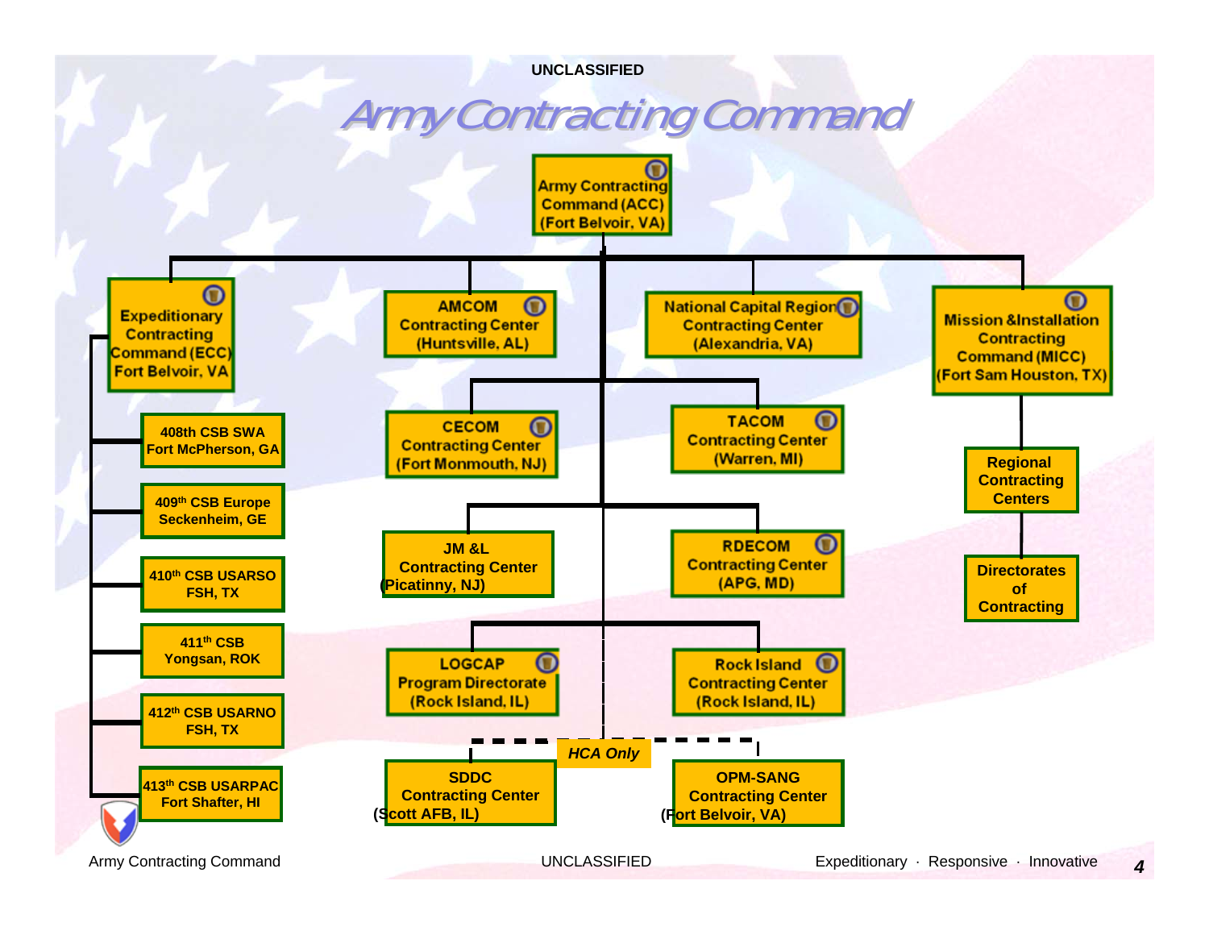# Army Contracting Command

**Army Contracting Command (ACC) (Fort Belvoir, VA)**

- **Expeditionary Contracting Command (ECC) Fort Belvoir, VA**
  - 408th CSB SWA Fort McPherson, GA
  - 409th CSB Europe Seckenheim, GE
  - 410th CSB USARSO FSH, TX
  - 411th CSB Yongsan, ROK
  - 412th CSB USARNO FSH, TX
  - 413th CSB USARPAC Fort Shafter, HI
- **AMCOM Contracting Center (Huntsville, AL)**
- **National Capital Region Contracting Center (Alexandria, VA)**
- **CECOM Contracting Center (Fort Monmouth, NJ)**
- **TACOM Contracting Center (Warren, MI)**
- **JM &L Contracting Center (Picatinny, NJ)**
- **RDECOM Contracting Center (APG, MD)**
- **LOGCAP Program Directorate (Rock Island, IL)**
- **Rock Island Contracting Center (Rock Island, IL)**
- *HCA Only*
  - **SDDC Contracting Center (Scott AFB, IL)**
  - **OPM-SANG Contracting Center (Fort Belvoir, VA)**
- **Mission &Installation Contracting Command (MICC) (Fort Sam Houston, TX)**
  - Regional Contracting Centers
    - Directorates of Contracting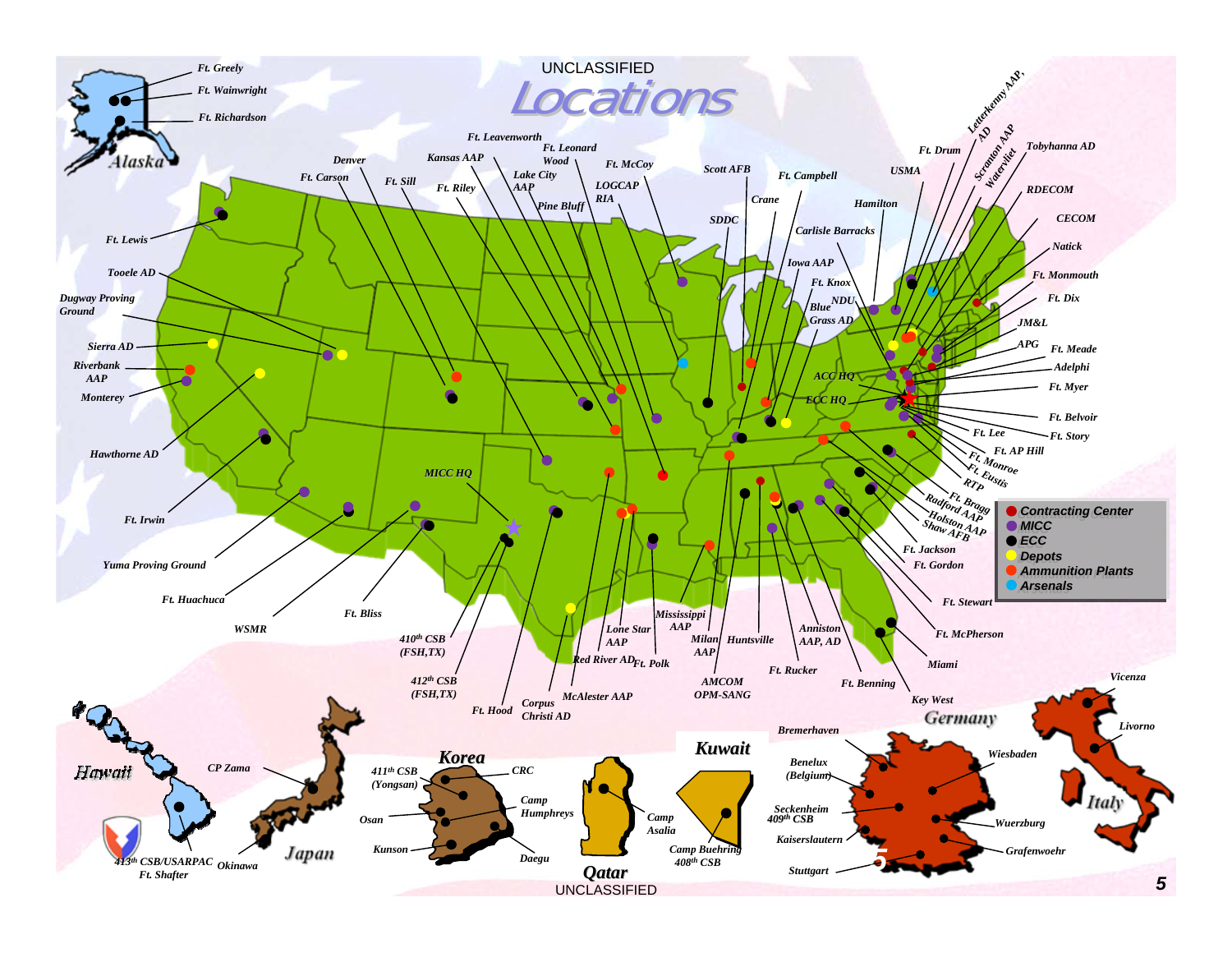# Locations

**Legend:**
- Contracting Center
- MICC
- ECC
- Depots
- Ammunition Plants
- Arsenals

**Alaska:** Ft. Greely, Ft. Wainwright, Ft. Richardson

**Continental U.S.:** Ft. Lewis, Tooele AD, Dugway Proving Ground, Sierra AD, Riverbank AAP, Monterey, Hawthorne AD, Ft. Irwin, Yuma Proving Ground, Ft. Huachuca, WSMR, Ft. Bliss, Denver, Ft. Carson, Ft. Sill, Kansas AAP, Ft. Riley, Ft. Leavenworth, Lake City AAP, Ft. Leonard Wood, Pine Bluff, Ft. McCoy, LOGCAP RIA, MICC HQ, 410th CSB (FSH,TX), 412th CSB (FSH,TX), Ft. Hood, Corpus Christi AD, McAlester AAP, Red River AD, Lone Star AAP, Ft. Polk, Mississippi AAP, Milan AAP, AMCOM OPM-SANG, Huntsville, Anniston AAP, AD, Ft. Rucker, Ft. Benning, Key West, Miami, Ft. McPherson, Ft. Stewart, Ft. Gordon, Ft. Jackson, Shaw AFB, Holston AAP, Radford AAP, Ft. Bragg, RTP, Ft. Eustis, Ft. Monroe, Ft. AP Hill, Ft. Lee, Ft. Story, Ft. Belvoir, Ft. Myer, Adelphi, Ft. Meade, APG, JM&L, Ft. Dix, Ft. Monmouth, Natick, CECOM, RDECOM, Tobyhanna AD, Scranton AAP, Watervliet, Letterkenny AAP, AD, Ft. Drum, USMA, Hamilton, Carlisle Barracks, Iowa AAP, Ft. Knox, NDU, Blue Grass AD, ACC HQ, ECC HQ, Ft. Campbell, Crane, Scott AFB, SDDC

**Hawaii:** 413th CSB/USARPAC Ft. Shafter

**Japan:** CP Zama, Okinawa

**Korea:** 411th CSB (Yongsan), CRC, Camp Humphreys, Osan, Kunson, Daegu

**Qatar:** Camp Asalia

**Kuwait:** Camp Buehring 408th CSB

**Germany:** Bremerhaven, Benelux (Belgium), Seckenheim 409th CSB, Kaiserslautern, Stuttgart, Wiesbaden, Wuerzburg, Grafenwoehr

**Italy:** Vicenza, Livorno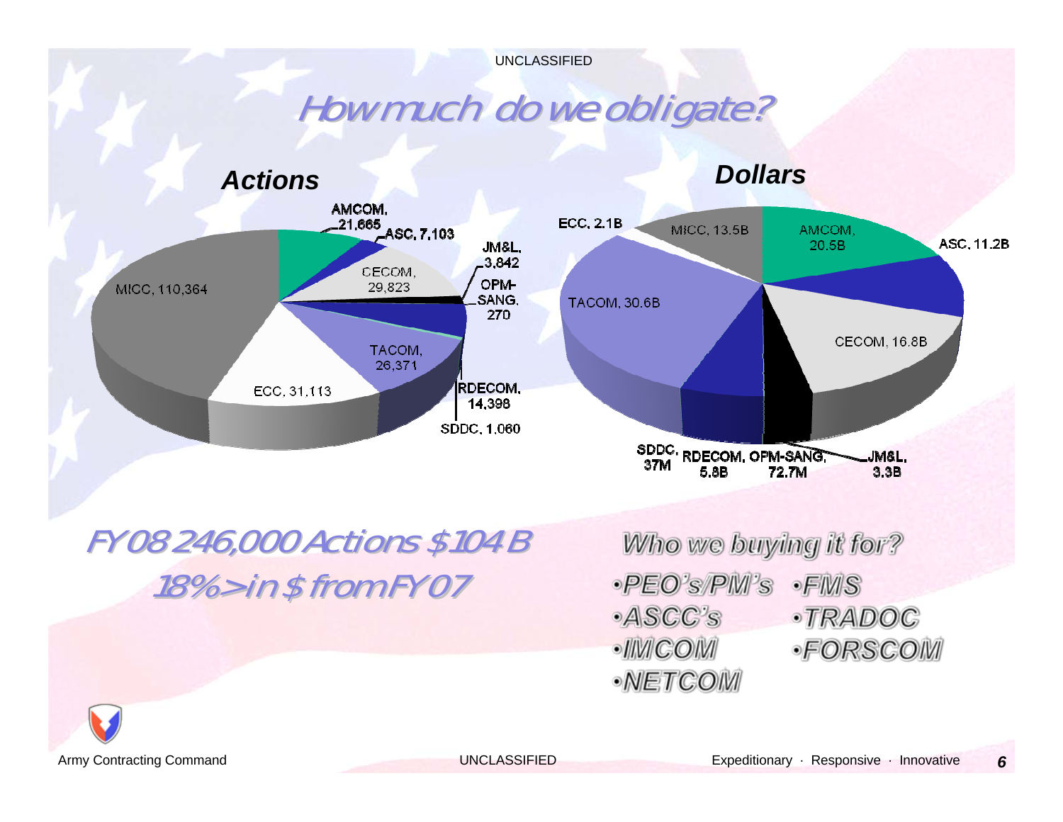# How much do we obligate?

## Actions

- MICC, 110,364
- AMCOM, 21,665
- ASC, 7,103
- CECOM, 29,823
- JM&L, 3,842
- OPM-SANG, 270
- RDECOM, 14,398
- SDDC, 1,060
- TACOM, 26,371
- ECC, 31,113

## Dollars

- ECC, 2.1B
- MICC, 13.5B
- AMCOM, 20.5B
- ASC, 11.2B
- CECOM, 16.8B
- TACOM, 30.6B
- SDDC, 37M
- RDECOM, 5.8B
- OPM-SANG, 72.7M
- JM&L, 3.3B

*FY08 246,000 Actions $104 B*

*18% > in $ from FY07*

*Who we buying it for?*

- *PEO's/PM's*
- *ASCC's*
- *IMCOM*
- *NETCOM*
- *FMS*
- *TRADOC*
- *FORSCOM*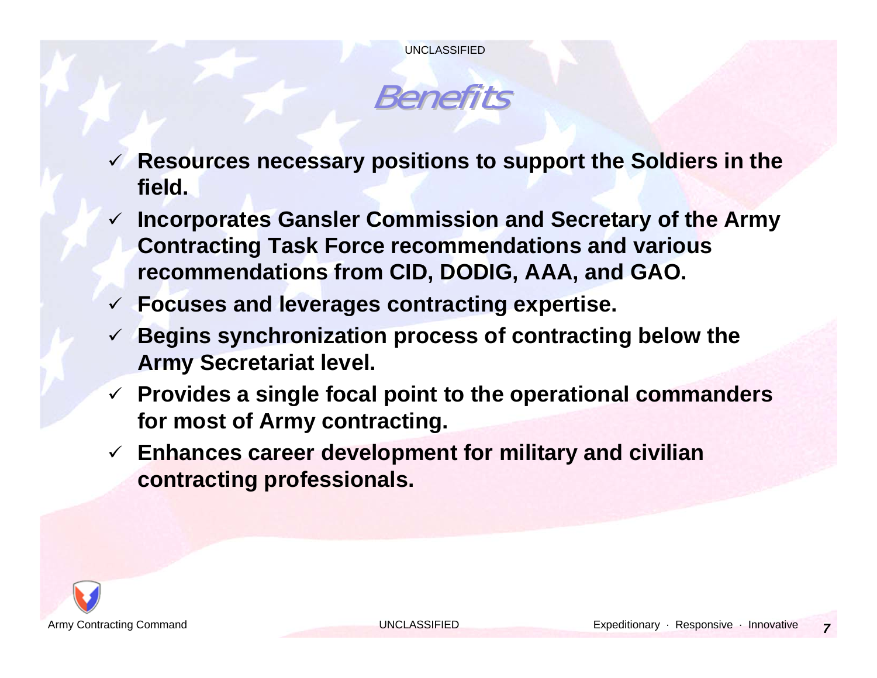# Benefits

- ✓ **Resources necessary positions to support the Soldiers in the field.**
- ✓ **Incorporates Gansler Commission and Secretary of the Army Contracting Task Force recommendations and various recommendations from CID, DODIG, AAA, and GAO.**
- ✓ **Focuses and leverages contracting expertise.**
- ✓ **Begins synchronization process of contracting below the Army Secretariat level.**
- ✓ **Provides a single focal point to the operational commanders for most of Army contracting.**
- ✓ **Enhances career development for military and civilian contracting professionals.**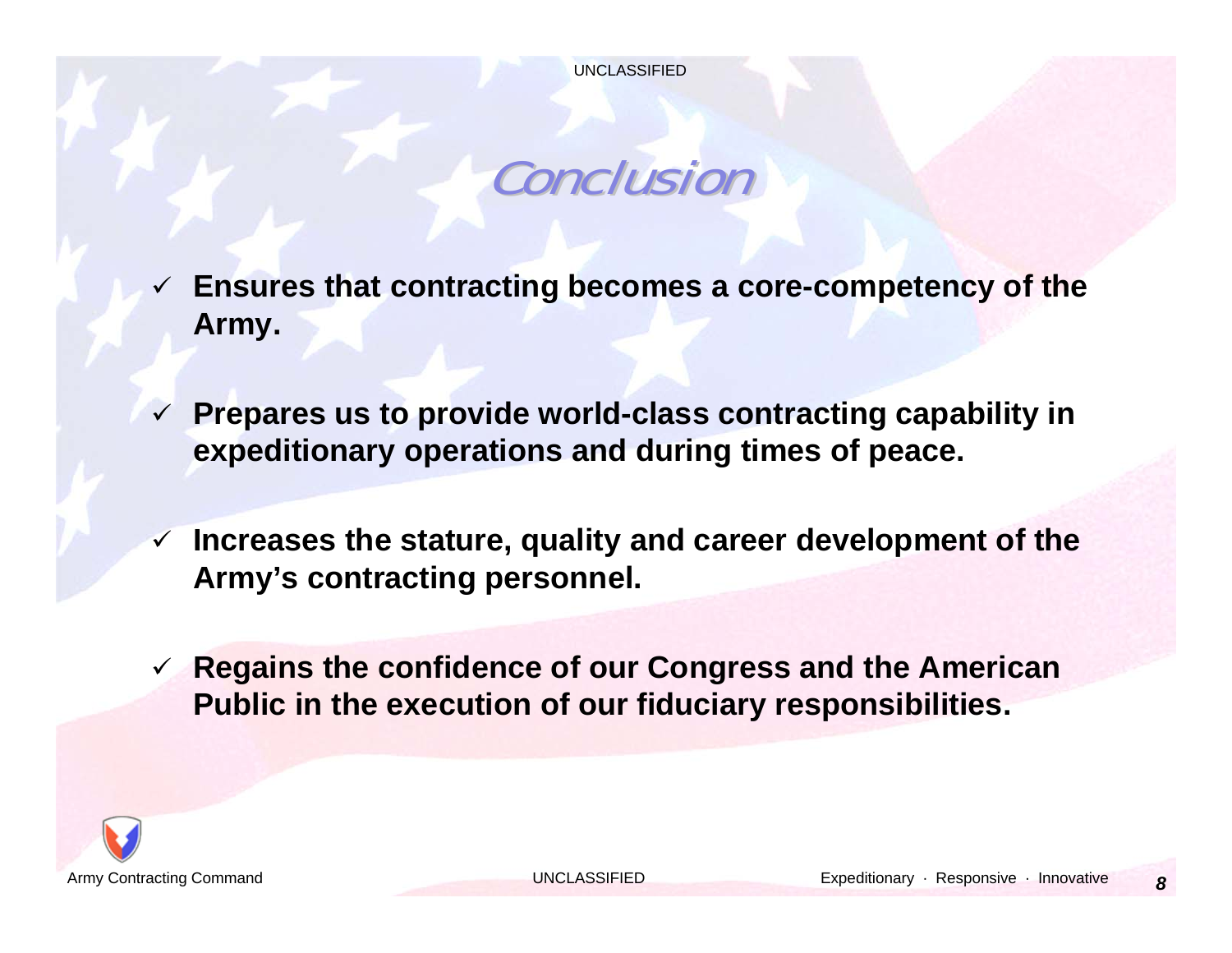# Conclusion

- ✓ **Ensures that contracting becomes a core-competency of the Army.**
- ✓ **Prepares us to provide world-class contracting capability in expeditionary operations and during times of peace.**
- ✓ **Increases the stature, quality and career development of the Army's contracting personnel.**
- ✓ **Regains the confidence of our Congress and the American Public in the execution of our fiduciary responsibilities.**